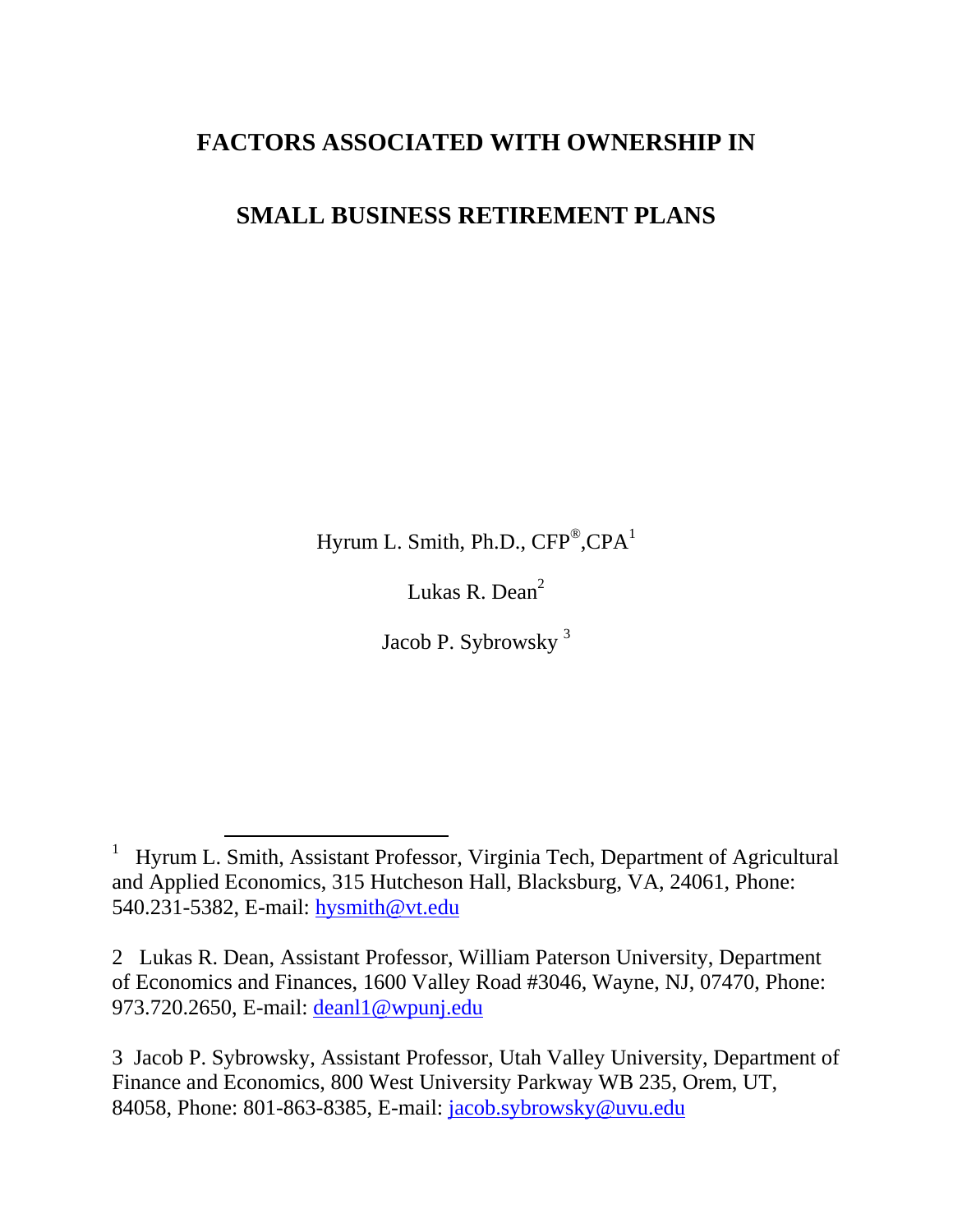# FACTORS ASSOCIATED WITH OWNERSHIP IN SMALL BUSINESS RETIREMENT PLANS

Hyrum L. Smith, Ph.D., CFP®,CPA[1]

Lukas R. Dean[2]

Jacob P. Sybrowsky[3]

---

[1] Hyrum L. Smith, Assistant Professor, Virginia Tech, Department of Agricultural and Applied Economics, 315 Hutcheson Hall, Blacksburg, VA, 24061, Phone: 540.231-5382, E-mail: hysmith@vt.edu

[2] Lukas R. Dean, Assistant Professor, William Paterson University, Department of Economics and Finances, 1600 Valley Road #3046, Wayne, NJ, 07470, Phone: 973.720.2650, E-mail: deanl1@wpunj.edu

[3] Jacob P. Sybrowsky, Assistant Professor, Utah Valley University, Department of Finance and Economics, 800 West University Parkway WB 235, Orem, UT, 84058, Phone: 801-863-8385, E-mail: jacob.sybrowsky@uvu.edu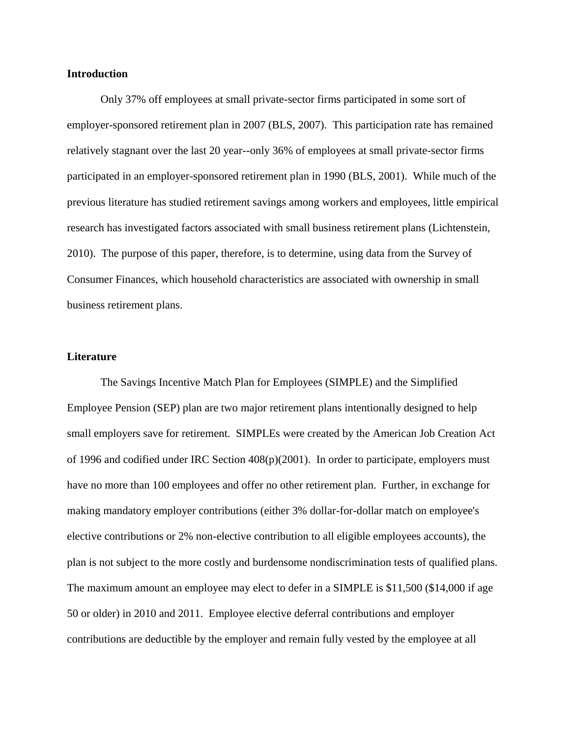## Introduction

Only 37% off employees at small private-sector firms participated in some sort of employer-sponsored retirement plan in 2007 (BLS, 2007). This participation rate has remained relatively stagnant over the last 20 year--only 36% of employees at small private-sector firms participated in an employer-sponsored retirement plan in 1990 (BLS, 2001). While much of the previous literature has studied retirement savings among workers and employees, little empirical research has investigated factors associated with small business retirement plans (Lichtenstein, 2010). The purpose of this paper, therefore, is to determine, using data from the Survey of Consumer Finances, which household characteristics are associated with ownership in small business retirement plans.

## Literature

The Savings Incentive Match Plan for Employees (SIMPLE) and the Simplified Employee Pension (SEP) plan are two major retirement plans intentionally designed to help small employers save for retirement. SIMPLEs were created by the American Job Creation Act of 1996 and codified under IRC Section 408(p)(2001). In order to participate, employers must have no more than 100 employees and offer no other retirement plan. Further, in exchange for making mandatory employer contributions (either 3% dollar-for-dollar match on employee's elective contributions or 2% non-elective contribution to all eligible employees accounts), the plan is not subject to the more costly and burdensome nondiscrimination tests of qualified plans. The maximum amount an employee may elect to defer in a SIMPLE is \$11,500 (\$14,000 if age 50 or older) in 2010 and 2011. Employee elective deferral contributions and employer contributions are deductible by the employer and remain fully vested by the employee at all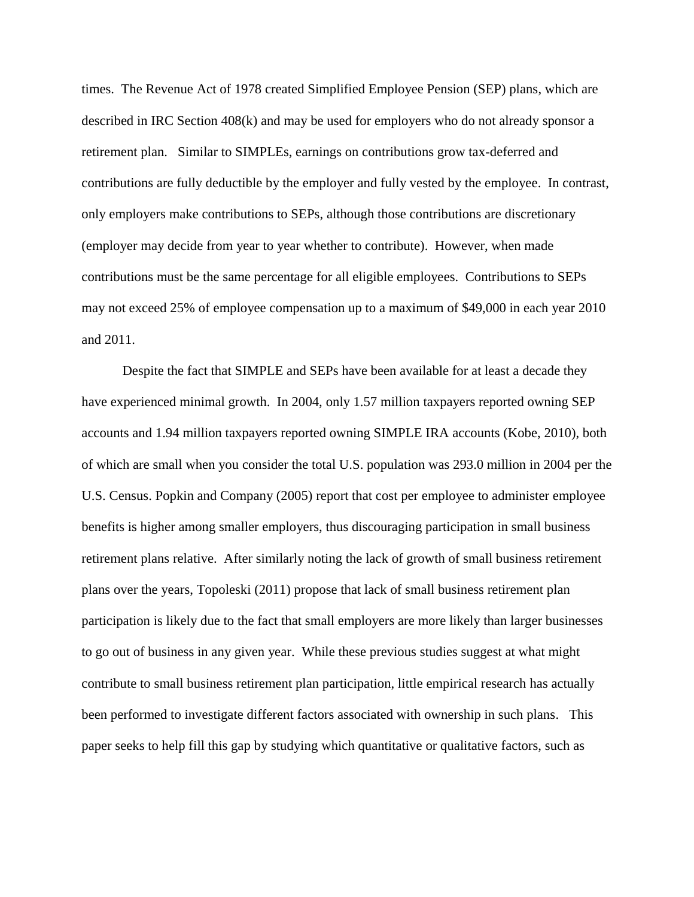times. The Revenue Act of 1978 created Simplified Employee Pension (SEP) plans, which are described in IRC Section 408(k) and may be used for employers who do not already sponsor a retirement plan. Similar to SIMPLEs, earnings on contributions grow tax-deferred and contributions are fully deductible by the employer and fully vested by the employee. In contrast, only employers make contributions to SEPs, although those contributions are discretionary (employer may decide from year to year whether to contribute). However, when made contributions must be the same percentage for all eligible employees. Contributions to SEPs may not exceed 25% of employee compensation up to a maximum of $49,000 in each year 2010 and 2011.

Despite the fact that SIMPLE and SEPs have been available for at least a decade they have experienced minimal growth. In 2004, only 1.57 million taxpayers reported owning SEP accounts and 1.94 million taxpayers reported owning SIMPLE IRA accounts (Kobe, 2010), both of which are small when you consider the total U.S. population was 293.0 million in 2004 per the U.S. Census. Popkin and Company (2005) report that cost per employee to administer employee benefits is higher among smaller employers, thus discouraging participation in small business retirement plans relative. After similarly noting the lack of growth of small business retirement plans over the years, Topoleski (2011) propose that lack of small business retirement plan participation is likely due to the fact that small employers are more likely than larger businesses to go out of business in any given year. While these previous studies suggest at what might contribute to small business retirement plan participation, little empirical research has actually been performed to investigate different factors associated with ownership in such plans. This paper seeks to help fill this gap by studying which quantitative or qualitative factors, such as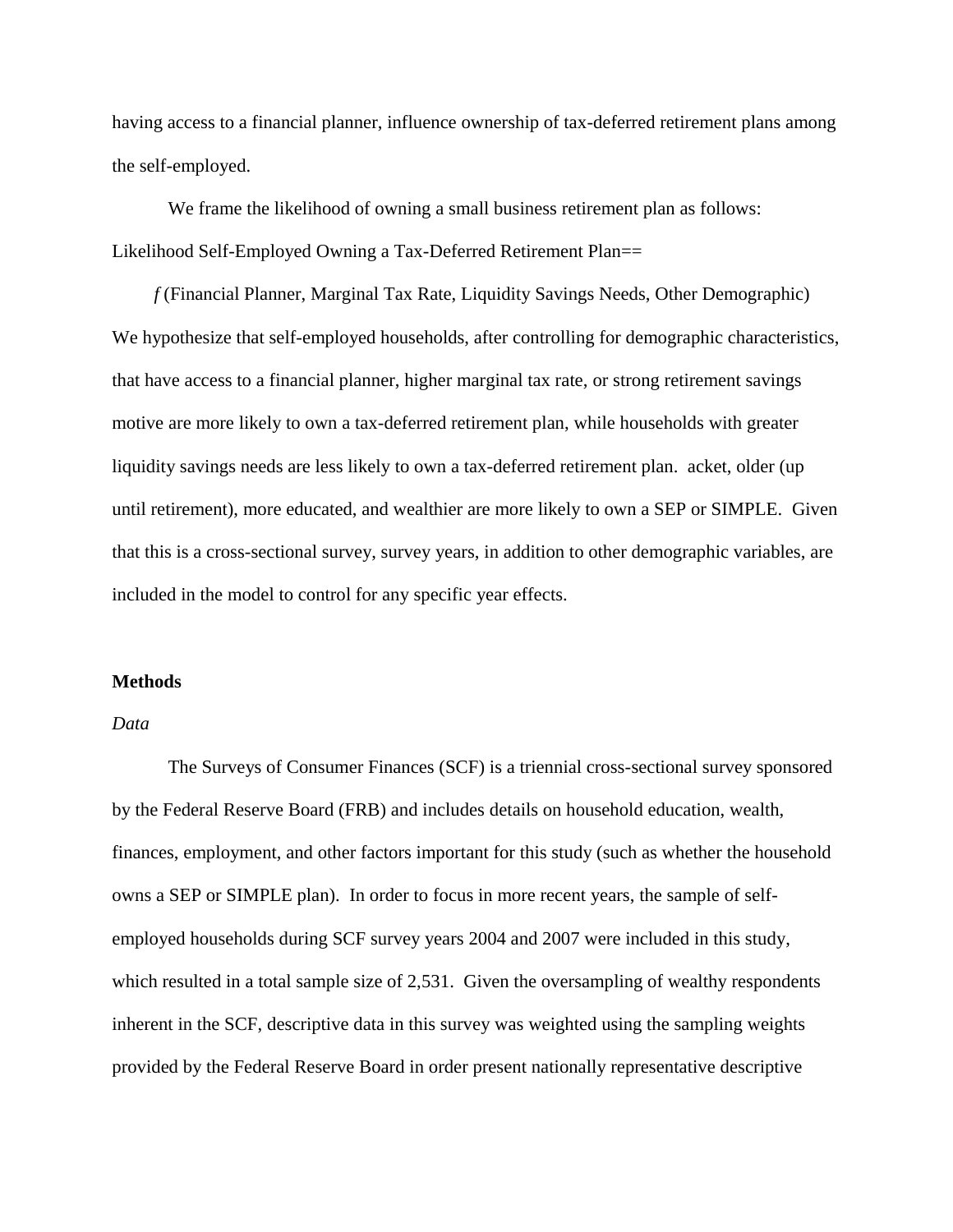having access to a financial planner, influence ownership of tax-deferred retirement plans among the self-employed.

We frame the likelihood of owning a small business retirement plan as follows:

Likelihood Self-Employed Owning a Tax-Deferred Retirement Plan==

*f* (Financial Planner, Marginal Tax Rate, Liquidity Savings Needs, Other Demographic)

We hypothesize that self-employed households, after controlling for demographic characteristics, that have access to a financial planner, higher marginal tax rate, or strong retirement savings motive are more likely to own a tax-deferred retirement plan, while households with greater liquidity savings needs are less likely to own a tax-deferred retirement plan. acket, older (up until retirement), more educated, and wealthier are more likely to own a SEP or SIMPLE. Given that this is a cross-sectional survey, survey years, in addition to other demographic variables, are included in the model to control for any specific year effects.

**Methods**

*Data*

The Surveys of Consumer Finances (SCF) is a triennial cross-sectional survey sponsored by the Federal Reserve Board (FRB) and includes details on household education, wealth, finances, employment, and other factors important for this study (such as whether the household owns a SEP or SIMPLE plan). In order to focus in more recent years, the sample of self-employed households during SCF survey years 2004 and 2007 were included in this study, which resulted in a total sample size of 2,531. Given the oversampling of wealthy respondents inherent in the SCF, descriptive data in this survey was weighted using the sampling weights provided by the Federal Reserve Board in order present nationally representative descriptive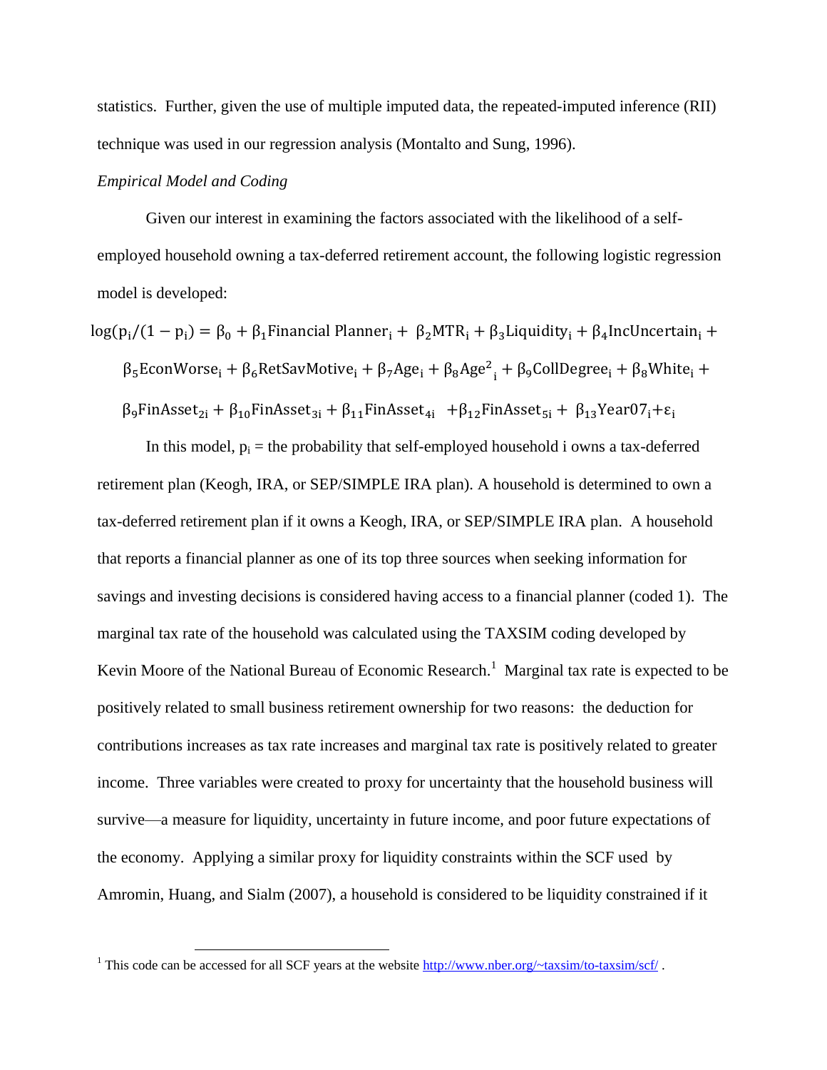statistics. Further, given the use of multiple imputed data, the repeated-imputed inference (RII) technique was used in our regression analysis (Montalto and Sung, 1996).

*Empirical Model and Coding*

Given our interest in examining the factors associated with the likelihood of a self-employed household owning a tax-deferred retirement account, the following logistic regression model is developed:

$$\log(p_i/(1-p_i)) = \beta_0 + \beta_1 \text{Financial Planner}_i + \beta_2 \text{MTR}_i + \beta_3 \text{Liquidity}_i + \beta_4 \text{IncUncertain}_i + \beta_5 \text{EconWorse}_i + \beta_6 \text{RetSavMotive}_i + \beta_7 \text{Age}_i + \beta_8 \text{Age}^2{}_i + \beta_9 \text{CollDegree}_i + \beta_8 \text{White}_i + \beta_9 \text{FinAsset}_{2i} + \beta_{10} \text{FinAsset}_{3i} + \beta_{11} \text{FinAsset}_{4i} + \beta_{12} \text{FinAsset}_{5i} + \beta_{13} \text{Year07}_i + \varepsilon_i$$

In this model, $p_i$ = the probability that self-employed household i owns a tax-deferred retirement plan (Keogh, IRA, or SEP/SIMPLE IRA plan). A household is determined to own a tax-deferred retirement plan if it owns a Keogh, IRA, or SEP/SIMPLE IRA plan. A household that reports a financial planner as one of its top three sources when seeking information for savings and investing decisions is considered having access to a financial planner (coded 1). The marginal tax rate of the household was calculated using the TAXSIM coding developed by Kevin Moore of the National Bureau of Economic Research.[1] Marginal tax rate is expected to be positively related to small business retirement ownership for two reasons: the deduction for contributions increases as tax rate increases and marginal tax rate is positively related to greater income. Three variables were created to proxy for uncertainty that the household business will survive—a measure for liquidity, uncertainty in future income, and poor future expectations of the economy. Applying a similar proxy for liquidity constraints within the SCF used by Amromin, Huang, and Sialm (2007), a household is considered to be liquidity constrained if it

[1] This code can be accessed for all SCF years at the website http://www.nber.org/~taxsim/to-taxsim/scf/ .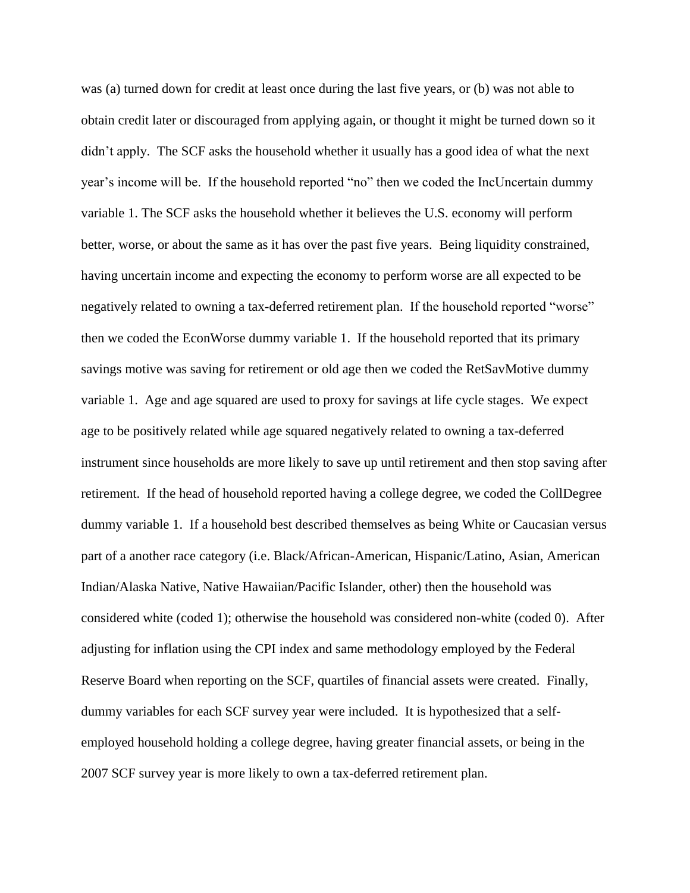was (a) turned down for credit at least once during the last five years, or (b) was not able to obtain credit later or discouraged from applying again, or thought it might be turned down so it didn't apply. The SCF asks the household whether it usually has a good idea of what the next year's income will be. If the household reported "no" then we coded the IncUncertain dummy variable 1. The SCF asks the household whether it believes the U.S. economy will perform better, worse, or about the same as it has over the past five years. Being liquidity constrained, having uncertain income and expecting the economy to perform worse are all expected to be negatively related to owning a tax-deferred retirement plan. If the household reported "worse" then we coded the EconWorse dummy variable 1. If the household reported that its primary savings motive was saving for retirement or old age then we coded the RetSavMotive dummy variable 1. Age and age squared are used to proxy for savings at life cycle stages. We expect age to be positively related while age squared negatively related to owning a tax-deferred instrument since households are more likely to save up until retirement and then stop saving after retirement. If the head of household reported having a college degree, we coded the CollDegree dummy variable 1. If a household best described themselves as being White or Caucasian versus part of a another race category (i.e. Black/African-American, Hispanic/Latino, Asian, American Indian/Alaska Native, Native Hawaiian/Pacific Islander, other) then the household was considered white (coded 1); otherwise the household was considered non-white (coded 0). After adjusting for inflation using the CPI index and same methodology employed by the Federal Reserve Board when reporting on the SCF, quartiles of financial assets were created. Finally, dummy variables for each SCF survey year were included. It is hypothesized that a self-employed household holding a college degree, having greater financial assets, or being in the 2007 SCF survey year is more likely to own a tax-deferred retirement plan.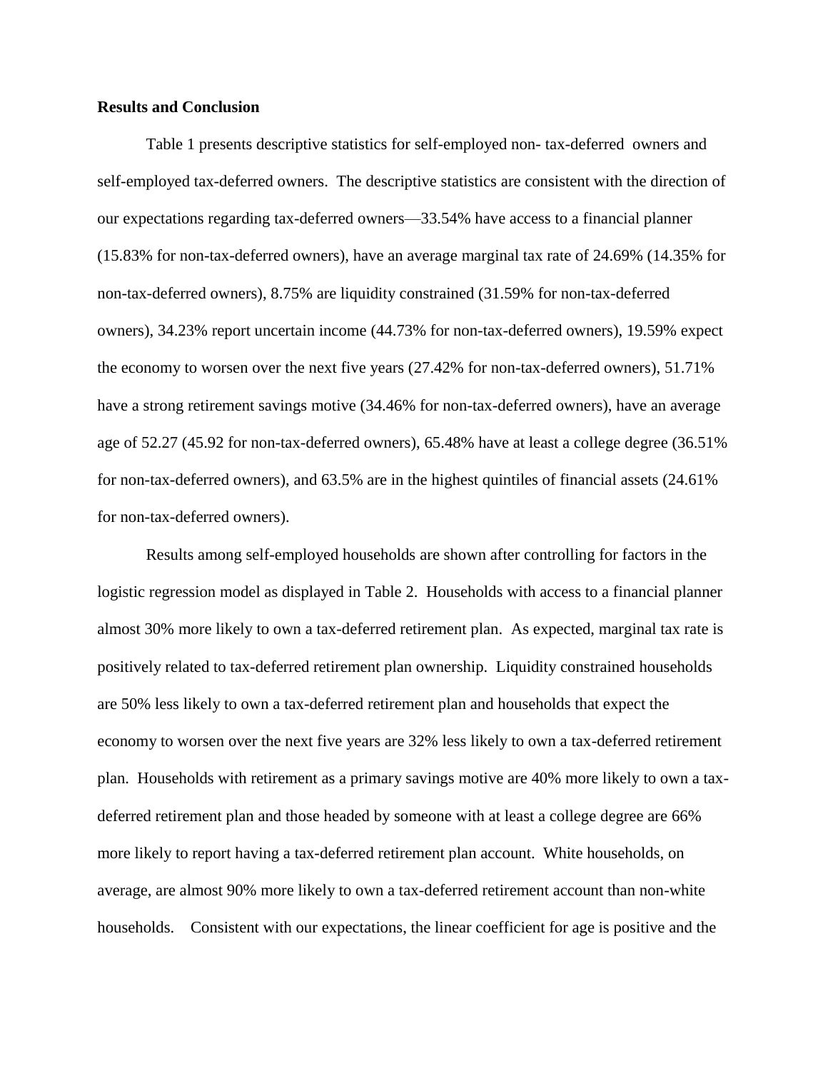**Results and Conclusion**

Table 1 presents descriptive statistics for self-employed non- tax-deferred owners and self-employed tax-deferred owners. The descriptive statistics are consistent with the direction of our expectations regarding tax-deferred owners—33.54% have access to a financial planner (15.83% for non-tax-deferred owners), have an average marginal tax rate of 24.69% (14.35% for non-tax-deferred owners), 8.75% are liquidity constrained (31.59% for non-tax-deferred owners), 34.23% report uncertain income (44.73% for non-tax-deferred owners), 19.59% expect the economy to worsen over the next five years (27.42% for non-tax-deferred owners), 51.71% have a strong retirement savings motive (34.46% for non-tax-deferred owners), have an average age of 52.27 (45.92 for non-tax-deferred owners), 65.48% have at least a college degree (36.51% for non-tax-deferred owners), and 63.5% are in the highest quintiles of financial assets (24.61% for non-tax-deferred owners).

Results among self-employed households are shown after controlling for factors in the logistic regression model as displayed in Table 2. Households with access to a financial planner almost 30% more likely to own a tax-deferred retirement plan. As expected, marginal tax rate is positively related to tax-deferred retirement plan ownership. Liquidity constrained households are 50% less likely to own a tax-deferred retirement plan and households that expect the economy to worsen over the next five years are 32% less likely to own a tax-deferred retirement plan. Households with retirement as a primary savings motive are 40% more likely to own a tax-deferred retirement plan and those headed by someone with at least a college degree are 66% more likely to report having a tax-deferred retirement plan account. White households, on average, are almost 90% more likely to own a tax-deferred retirement account than non-white households. Consistent with our expectations, the linear coefficient for age is positive and the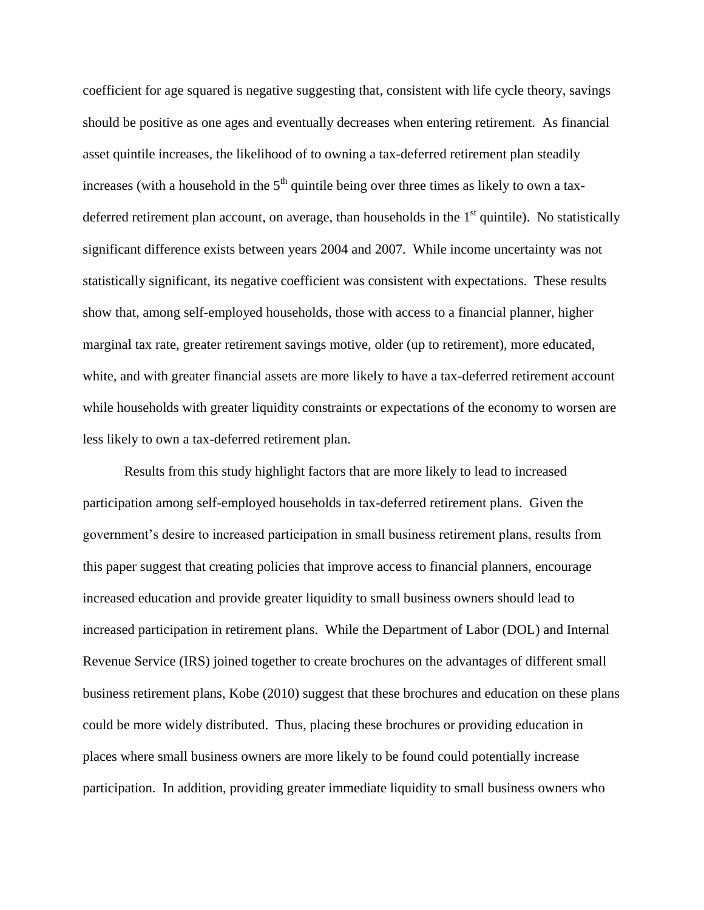coefficient for age squared is negative suggesting that, consistent with life cycle theory, savings should be positive as one ages and eventually decreases when entering retirement. As financial asset quintile increases, the likelihood of to owning a tax-deferred retirement plan steadily increases (with a household in the 5th quintile being over three times as likely to own a tax-deferred retirement plan account, on average, than households in the 1st quintile). No statistically significant difference exists between years 2004 and 2007. While income uncertainty was not statistically significant, its negative coefficient was consistent with expectations. These results show that, among self-employed households, those with access to a financial planner, higher marginal tax rate, greater retirement savings motive, older (up to retirement), more educated, white, and with greater financial assets are more likely to have a tax-deferred retirement account while households with greater liquidity constraints or expectations of the economy to worsen are less likely to own a tax-deferred retirement plan.

Results from this study highlight factors that are more likely to lead to increased participation among self-employed households in tax-deferred retirement plans. Given the government's desire to increased participation in small business retirement plans, results from this paper suggest that creating policies that improve access to financial planners, encourage increased education and provide greater liquidity to small business owners should lead to increased participation in retirement plans. While the Department of Labor (DOL) and Internal Revenue Service (IRS) joined together to create brochures on the advantages of different small business retirement plans, Kobe (2010) suggest that these brochures and education on these plans could be more widely distributed. Thus, placing these brochures or providing education in places where small business owners are more likely to be found could potentially increase participation. In addition, providing greater immediate liquidity to small business owners who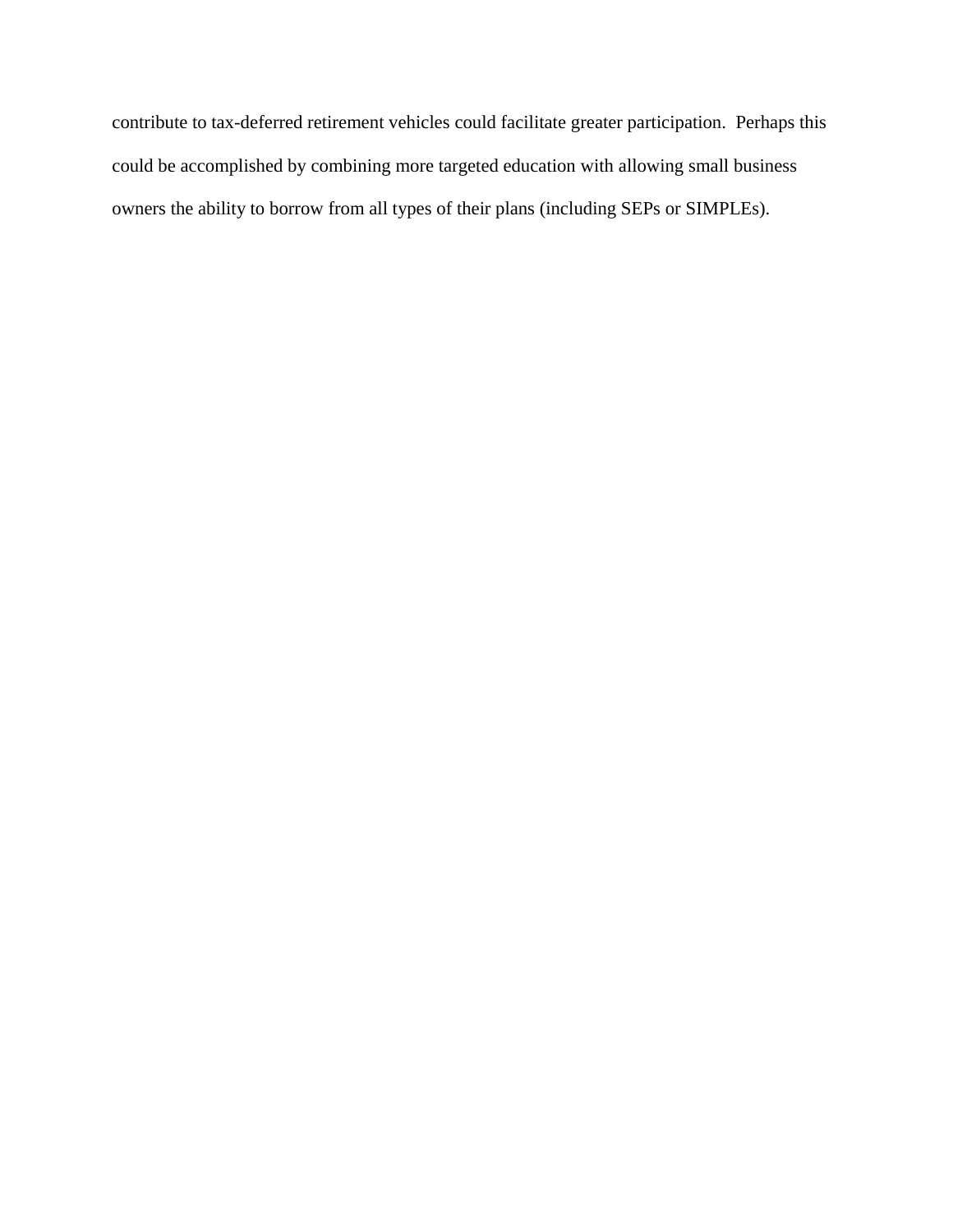contribute to tax-deferred retirement vehicles could facilitate greater participation. Perhaps this could be accomplished by combining more targeted education with allowing small business owners the ability to borrow from all types of their plans (including SEPs or SIMPLEs).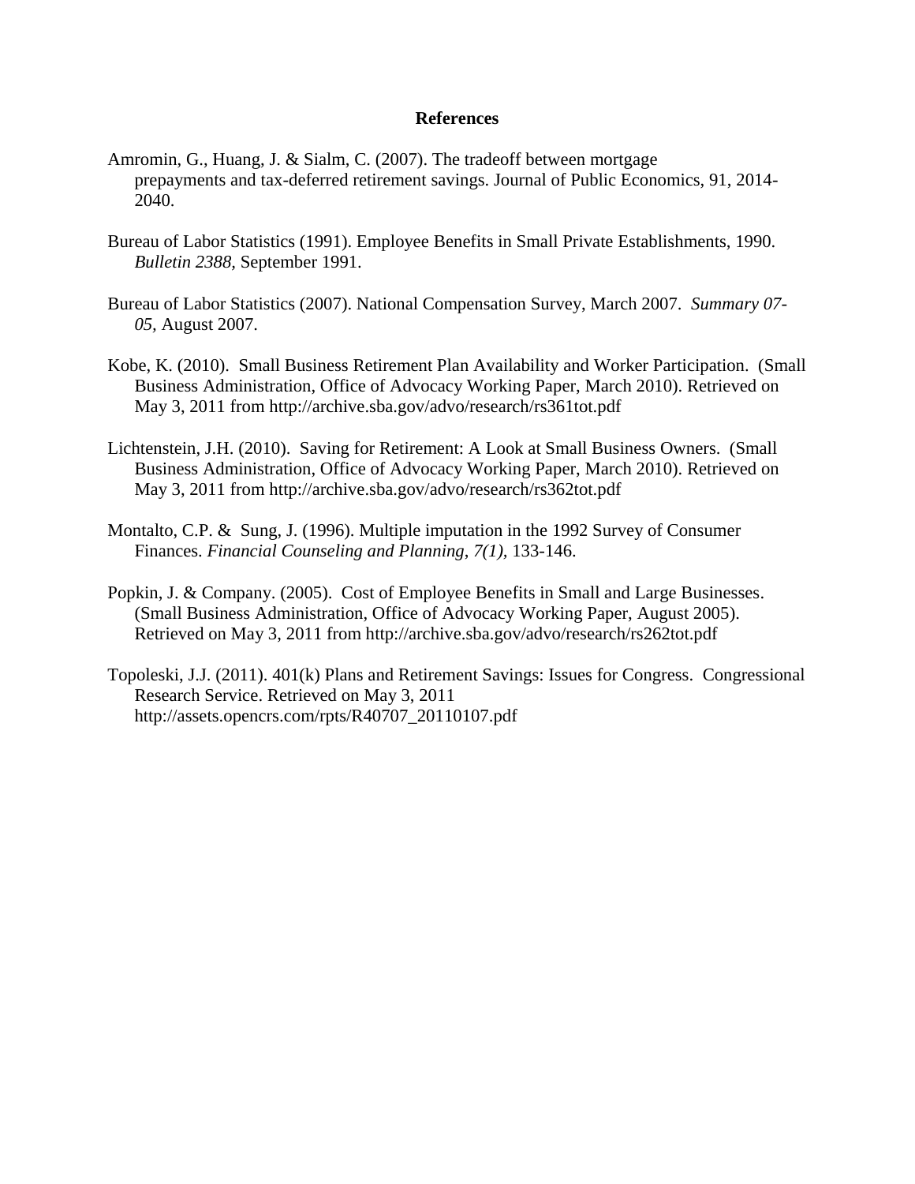# References

Amromin, G., Huang, J. & Sialm, C. (2007). The tradeoff between mortgage prepayments and tax-deferred retirement savings. Journal of Public Economics, 91, 2014-2040.

Bureau of Labor Statistics (1991). Employee Benefits in Small Private Establishments, 1990. *Bulletin 2388,* September 1991.

Bureau of Labor Statistics (2007). National Compensation Survey, March 2007. *Summary 07-05,* August 2007.

Kobe, K. (2010). Small Business Retirement Plan Availability and Worker Participation. (Small Business Administration, Office of Advocacy Working Paper, March 2010). Retrieved on May 3, 2011 from http://archive.sba.gov/advo/research/rs361tot.pdf

Lichtenstein, J.H. (2010). Saving for Retirement: A Look at Small Business Owners. (Small Business Administration, Office of Advocacy Working Paper, March 2010). Retrieved on May 3, 2011 from http://archive.sba.gov/advo/research/rs362tot.pdf

Montalto, C.P. & Sung, J. (1996). Multiple imputation in the 1992 Survey of Consumer Finances. *Financial Counseling and Planning*, *7(1),* 133-146.

Popkin, J. & Company. (2005). Cost of Employee Benefits in Small and Large Businesses. (Small Business Administration, Office of Advocacy Working Paper, August 2005). Retrieved on May 3, 2011 from http://archive.sba.gov/advo/research/rs262tot.pdf

Topoleski, J.J. (2011). 401(k) Plans and Retirement Savings: Issues for Congress. Congressional Research Service. Retrieved on May 3, 2011 http://assets.opencrs.com/rpts/R40707_20110107.pdf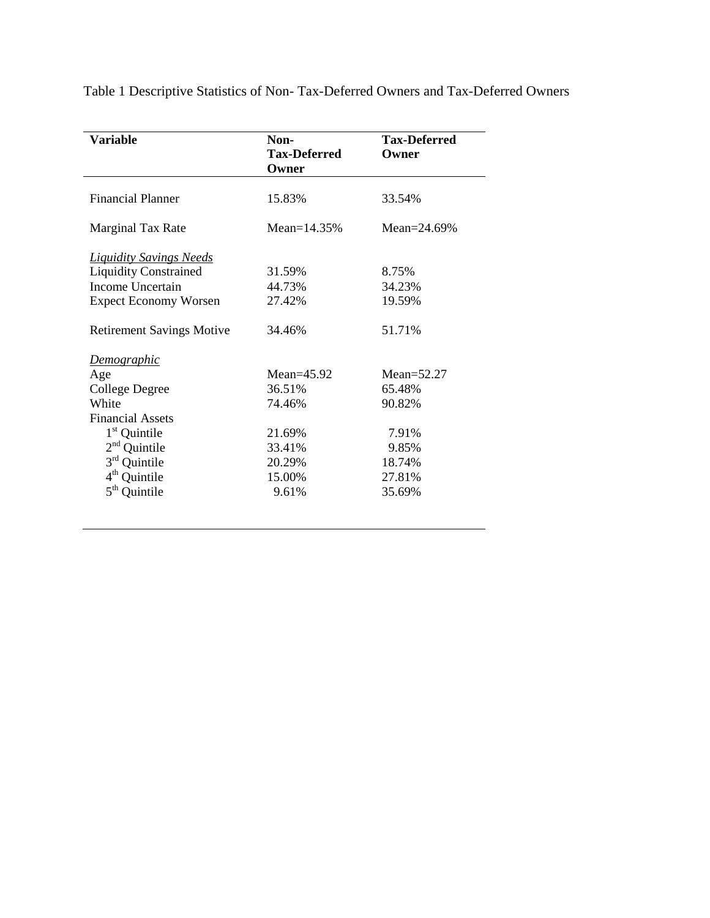Table 1 Descriptive Statistics of Non- Tax-Deferred Owners and Tax-Deferred Owners

| **Variable** | **Non-Tax-Deferred Owner** | **Tax-Deferred Owner** |
|---|---|---|
| Financial Planner | 15.83% | 33.54% |
| Marginal Tax Rate | Mean=14.35% | Mean=24.69% |
| *Liquidity Savings Needs* | | |
| Liquidity Constrained | 31.59% | 8.75% |
| Income Uncertain | 44.73% | 34.23% |
| Expect Economy Worsen | 27.42% | 19.59% |
| Retirement Savings Motive | 34.46% | 51.71% |
| *Demographic* | | |
| Age | Mean=45.92 | Mean=52.27 |
| College Degree | 36.51% | 65.48% |
| White | 74.46% | 90.82% |
| Financial Assets | | |
| 1st Quintile | 21.69% | 7.91% |
| 2nd Quintile | 33.41% | 9.85% |
| 3rd Quintile | 20.29% | 18.74% |
| 4th Quintile | 15.00% | 27.81% |
| 5th Quintile | 9.61% | 35.69% |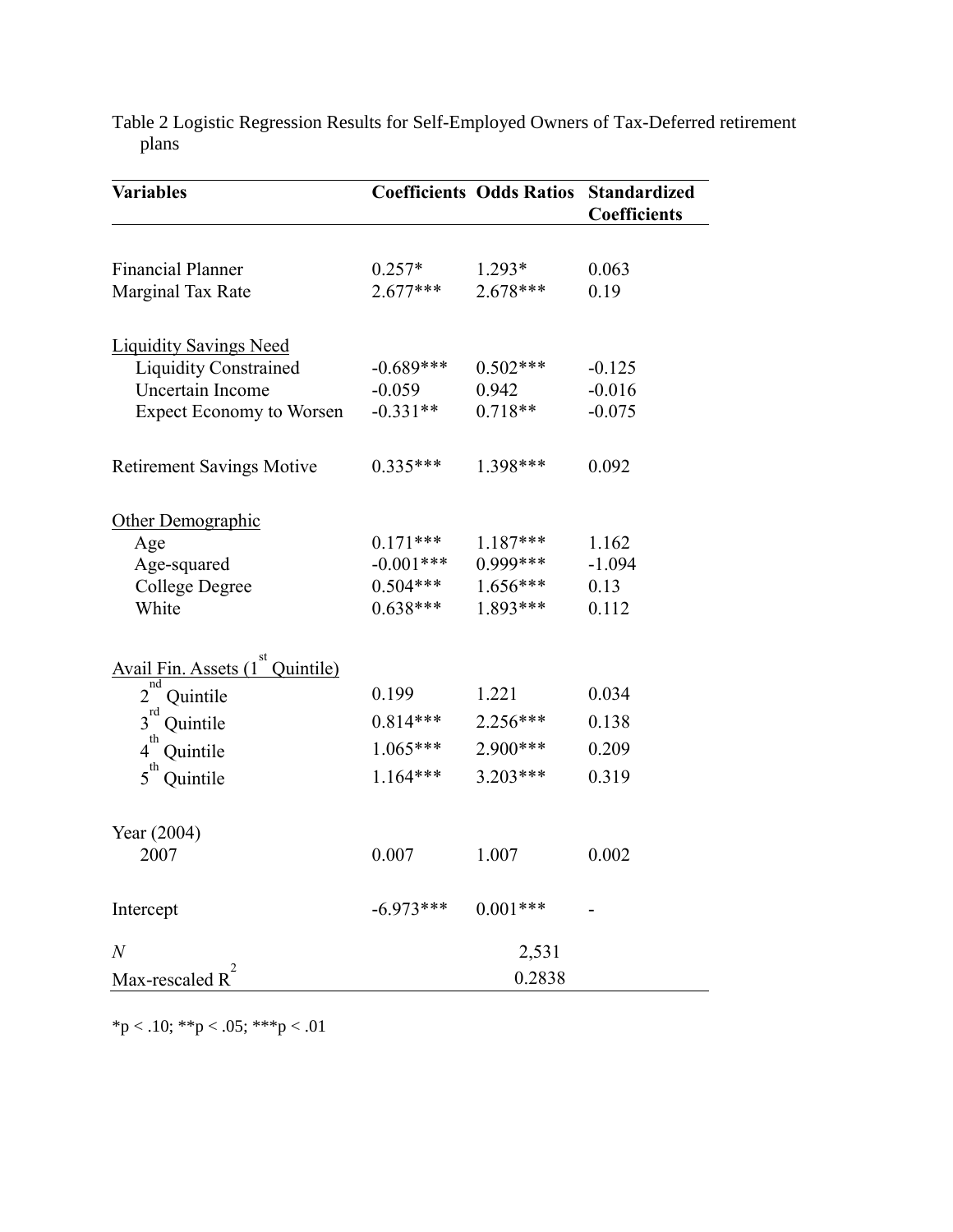Table 2 Logistic Regression Results for Self-Employed Owners of Tax-Deferred retirement plans

| Variables | Coefficients | Odds Ratios | Standardized Coefficients |
|---|---|---|---|
| Financial Planner | 0.257* | 1.293* | 0.063 |
| Marginal Tax Rate | 2.677*** | 2.678*** | 0.19 |
| Liquidity Savings Need | | | |
| Liquidity Constrained | -0.689*** | 0.502*** | -0.125 |
| Uncertain Income | -0.059 | 0.942 | -0.016 |
| Expect Economy to Worsen | -0.331** | 0.718** | -0.075 |
| Retirement Savings Motive | 0.335*** | 1.398*** | 0.092 |
| Other Demographic | | | |
| Age | 0.171*** | 1.187*** | 1.162 |
| Age-squared | -0.001*** | 0.999*** | -1.094 |
| College Degree | 0.504*** | 1.656*** | 0.13 |
| White | 0.638*** | 1.893*** | 0.112 |
| Avail Fin. Assets (1st Quintile) | | | |
| 2nd Quintile | 0.199 | 1.221 | 0.034 |
| 3rd Quintile | 0.814*** | 2.256*** | 0.138 |
| 4th Quintile | 1.065*** | 2.900*** | 0.209 |
| 5th Quintile | 1.164*** | 3.203*** | 0.319 |
| Year (2004) | | | |
| 2007 | 0.007 | 1.007 | 0.002 |
| Intercept | -6.973*** | 0.001*** | - |
| *N* | | 2,531 | |
| Max-rescaled $R^2$ | | 0.2838 | |

*p < .10; **p < .05; ***p < .01